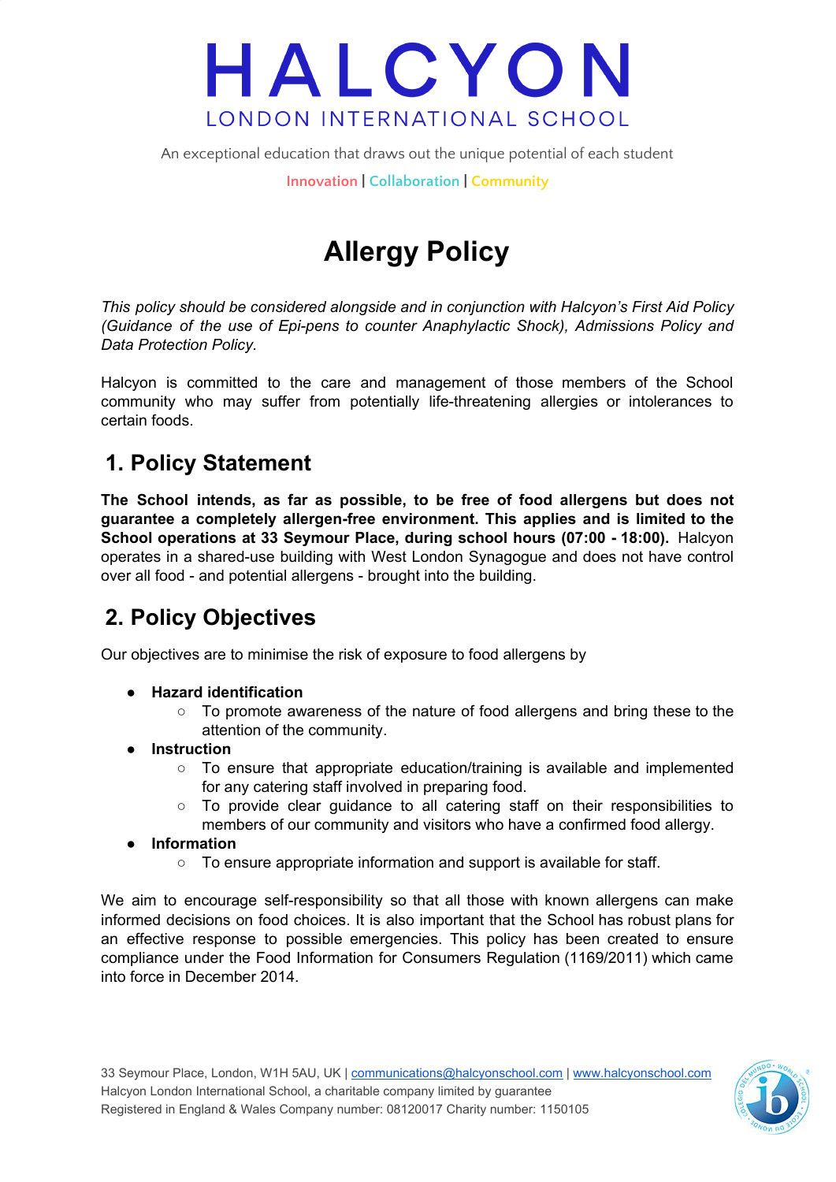# HALCYON

LONDON INTERNATIONAL SCHOOL

An exceptional education that draws out the unique potential of each student

Innovation | Collaboration | Community

# Allergy Policy

*This policy should be considered alongside and in conjunction with Halcyon's First Aid Policy (Guidance of the use of Epi-pens to counter Anaphylactic Shock), Admissions Policy and Data Protection Policy.*

Halcyon is committed to the care and management of those members of the School community who may suffer from potentially life-threatening allergies or intolerances to certain foods.

## 1. Policy Statement

**The School intends, as far as possible, to be free of food allergens but does not guarantee a completely allergen-free environment. This applies and is limited to the School operations at 33 Seymour Place, during school hours (07:00 - 18:00).** Halcyon operates in a shared-use building with West London Synagogue and does not have control over all food - and potential allergens - brought into the building.

## 2. Policy Objectives

Our objectives are to minimise the risk of exposure to food allergens by

- **Hazard identification**
  - To promote awareness of the nature of food allergens and bring these to the attention of the community.
- **Instruction**
  - To ensure that appropriate education/training is available and implemented for any catering staff involved in preparing food.
  - To provide clear guidance to all catering staff on their responsibilities to members of our community and visitors who have a confirmed food allergy.
- **Information**
  - To ensure appropriate information and support is available for staff.

We aim to encourage self-responsibility so that all those with known allergens can make informed decisions on food choices. It is also important that the School has robust plans for an effective response to possible emergencies. This policy has been created to ensure compliance under the Food Information for Consumers Regulation (1169/2011) which came into force in December 2014.

33 Seymour Place, London, W1H 5AU, UK | communications@halcyonschool.com | www.halcyonschool.com
Halcyon London International School, a charitable company limited by guarantee
Registered in England & Wales Company number: 08120017 Charity number: 1150105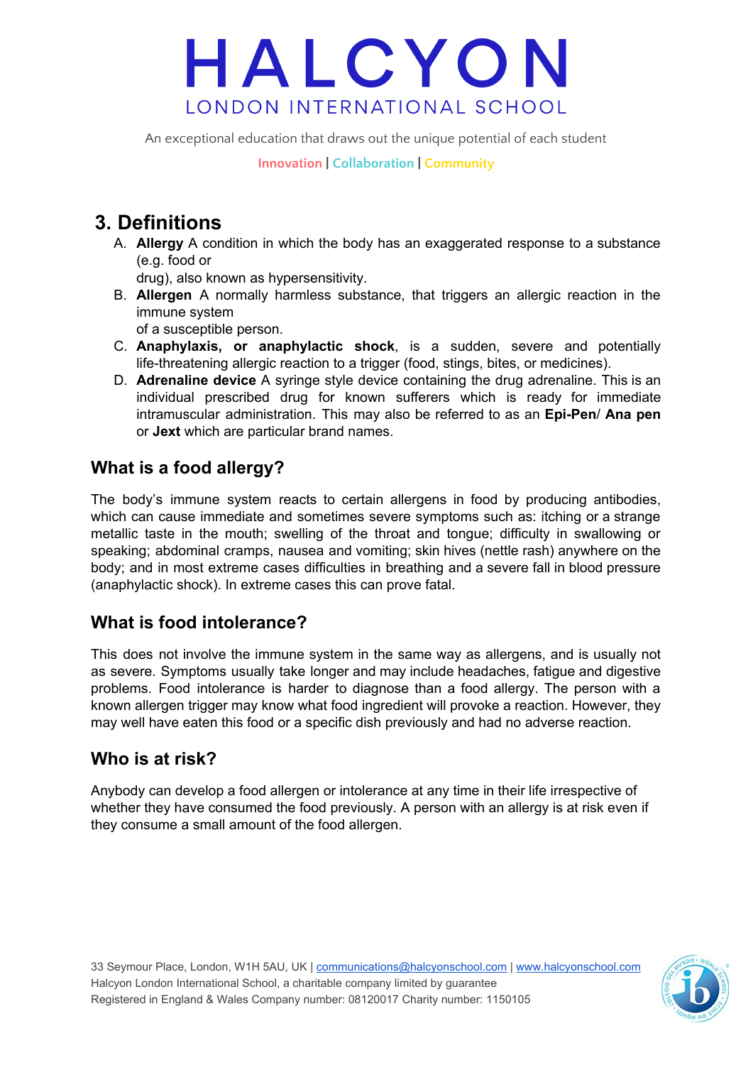## 3. Definitions

A. **Allergy** A condition in which the body has an exaggerated response to a substance (e.g. food or drug), also known as hypersensitivity.

B. **Allergen** A normally harmless substance, that triggers an allergic reaction in the immune system of a susceptible person.

C. **Anaphylaxis, or anaphylactic shock**, is a sudden, severe and potentially life-threatening allergic reaction to a trigger (food, stings, bites, or medicines).

D. **Adrenaline device** A syringe style device containing the drug adrenaline. This is an individual prescribed drug for known sufferers which is ready for immediate intramuscular administration. This may also be referred to as an **Epi-Pen**/ **Ana pen** or **Jext** which are particular brand names.

### What is a food allergy?

The body's immune system reacts to certain allergens in food by producing antibodies, which can cause immediate and sometimes severe symptoms such as: itching or a strange metallic taste in the mouth; swelling of the throat and tongue; difficulty in swallowing or speaking; abdominal cramps, nausea and vomiting; skin hives (nettle rash) anywhere on the body; and in most extreme cases difficulties in breathing and a severe fall in blood pressure (anaphylactic shock). In extreme cases this can prove fatal.

### What is food intolerance?

This does not involve the immune system in the same way as allergens, and is usually not as severe. Symptoms usually take longer and may include headaches, fatigue and digestive problems. Food intolerance is harder to diagnose than a food allergy. The person with a known allergen trigger may know what food ingredient will provoke a reaction. However, they may well have eaten this food or a specific dish previously and had no adverse reaction.

### Who is at risk?

Anybody can develop a food allergen or intolerance at any time in their life irrespective of whether they have consumed the food previously. A person with an allergy is at risk even if they consume a small amount of the food allergen.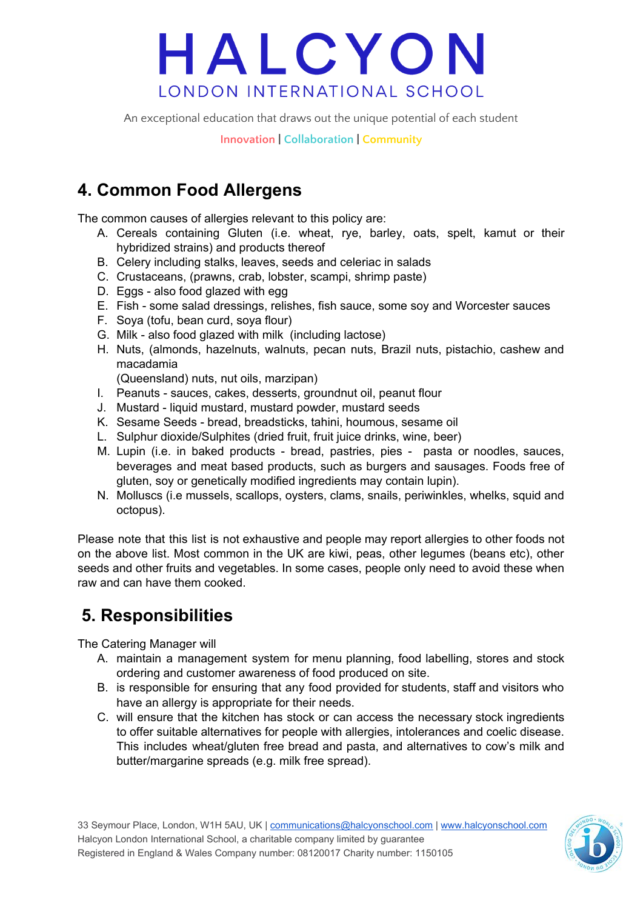## 4. Common Food Allergens

The common causes of allergies relevant to this policy are:

A. Cereals containing Gluten (i.e. wheat, rye, barley, oats, spelt, kamut or their hybridized strains) and products thereof
B. Celery including stalks, leaves, seeds and celeriac in salads
C. Crustaceans, (prawns, crab, lobster, scampi, shrimp paste)
D. Eggs - also food glazed with egg
E. Fish - some salad dressings, relishes, fish sauce, some soy and Worcester sauces
F. Soya (tofu, bean curd, soya flour)
G. Milk - also food glazed with milk (including lactose)
H. Nuts, (almonds, hazelnuts, walnuts, pecan nuts, Brazil nuts, pistachio, cashew and macadamia
   (Queensland) nuts, nut oils, marzipan)
I. Peanuts - sauces, cakes, desserts, groundnut oil, peanut flour
J. Mustard - liquid mustard, mustard powder, mustard seeds
K. Sesame Seeds - bread, breadsticks, tahini, houmous, sesame oil
L. Sulphur dioxide/Sulphites (dried fruit, fruit juice drinks, wine, beer)
M. Lupin (i.e. in baked products - bread, pastries, pies - pasta or noodles, sauces, beverages and meat based products, such as burgers and sausages. Foods free of gluten, soy or genetically modified ingredients may contain lupin).
N. Molluscs (i.e mussels, scallops, oysters, clams, snails, periwinkles, whelks, squid and octopus).

Please note that this list is not exhaustive and people may report allergies to other foods not on the above list. Most common in the UK are kiwi, peas, other legumes (beans etc), other seeds and other fruits and vegetables. In some cases, people only need to avoid these when raw and can have them cooked.

## 5. Responsibilities

The Catering Manager will

A. maintain a management system for menu planning, food labelling, stores and stock ordering and customer awareness of food produced on site.
B. is responsible for ensuring that any food provided for students, staff and visitors who have an allergy is appropriate for their needs.
C. will ensure that the kitchen has stock or can access the necessary stock ingredients to offer suitable alternatives for people with allergies, intolerances and coelic disease. This includes wheat/gluten free bread and pasta, and alternatives to cow's milk and butter/margarine spreads (e.g. milk free spread).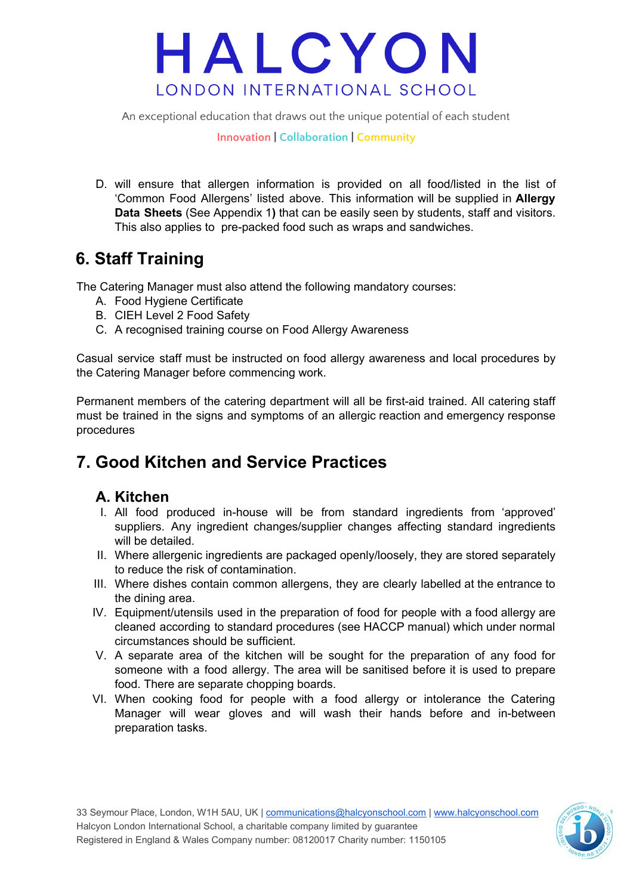D. will ensure that allergen information is provided on all food/listed in the list of 'Common Food Allergens' listed above. This information will be supplied in **Allergy Data Sheets** (See Appendix 1**)** that can be easily seen by students, staff and visitors. This also applies to pre-packed food such as wraps and sandwiches.

## 6. Staff Training

The Catering Manager must also attend the following mandatory courses:

A. Food Hygiene Certificate
B. CIEH Level 2 Food Safety
C. A recognised training course on Food Allergy Awareness

Casual service staff must be instructed on food allergy awareness and local procedures by the Catering Manager before commencing work.

Permanent members of the catering department will all be first-aid trained. All catering staff must be trained in the signs and symptoms of an allergic reaction and emergency response procedures

## 7. Good Kitchen and Service Practices

### A. Kitchen

I. All food produced in-house will be from standard ingredients from 'approved' suppliers. Any ingredient changes/supplier changes affecting standard ingredients will be detailed.
II. Where allergenic ingredients are packaged openly/loosely, they are stored separately to reduce the risk of contamination.
III. Where dishes contain common allergens, they are clearly labelled at the entrance to the dining area.
IV. Equipment/utensils used in the preparation of food for people with a food allergy are cleaned according to standard procedures (see HACCP manual) which under normal circumstances should be sufficient.
V. A separate area of the kitchen will be sought for the preparation of any food for someone with a food allergy. The area will be sanitised before it is used to prepare food. There are separate chopping boards.
VI. When cooking food for people with a food allergy or intolerance the Catering Manager will wear gloves and will wash their hands before and in-between preparation tasks.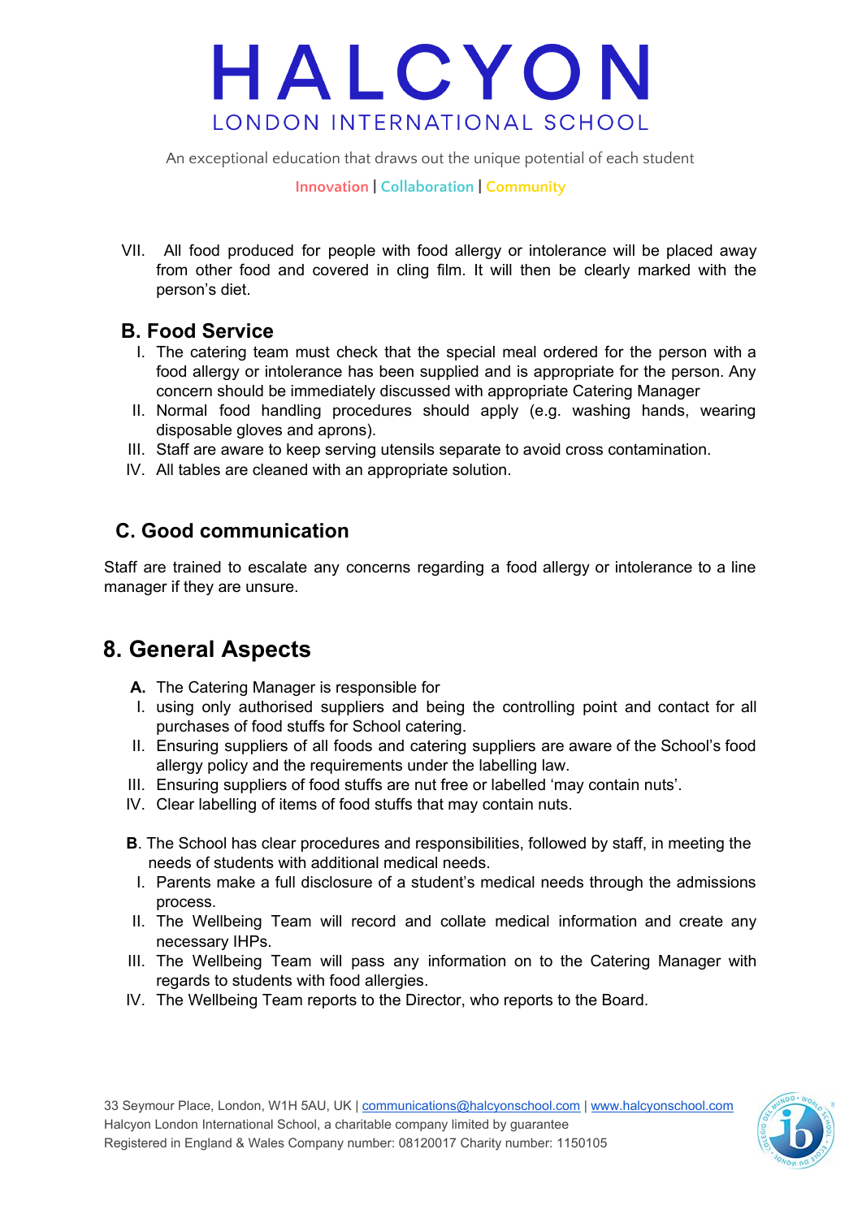VII. All food produced for people with food allergy or intolerance will be placed away from other food and covered in cling film. It will then be clearly marked with the person's diet.

### B. Food Service

I. The catering team must check that the special meal ordered for the person with a food allergy or intolerance has been supplied and is appropriate for the person. Any concern should be immediately discussed with appropriate Catering Manager

II. Normal food handling procedures should apply (e.g. washing hands, wearing disposable gloves and aprons).

III. Staff are aware to keep serving utensils separate to avoid cross contamination.

IV. All tables are cleaned with an appropriate solution.

### C. Good communication

Staff are trained to escalate any concerns regarding a food allergy or intolerance to a line manager if they are unsure.

## 8. General Aspects

**A.** The Catering Manager is responsible for

I. using only authorised suppliers and being the controlling point and contact for all purchases of food stuffs for School catering.

II. Ensuring suppliers of all foods and catering suppliers are aware of the School's food allergy policy and the requirements under the labelling law.

III. Ensuring suppliers of food stuffs are nut free or labelled 'may contain nuts'.

IV. Clear labelling of items of food stuffs that may contain nuts.

**B**. The School has clear procedures and responsibilities, followed by staff, in meeting the needs of students with additional medical needs.

I. Parents make a full disclosure of a student's medical needs through the admissions process.

II. The Wellbeing Team will record and collate medical information and create any necessary IHPs.

III. The Wellbeing Team will pass any information on to the Catering Manager with regards to students with food allergies.

IV. The Wellbeing Team reports to the Director, who reports to the Board.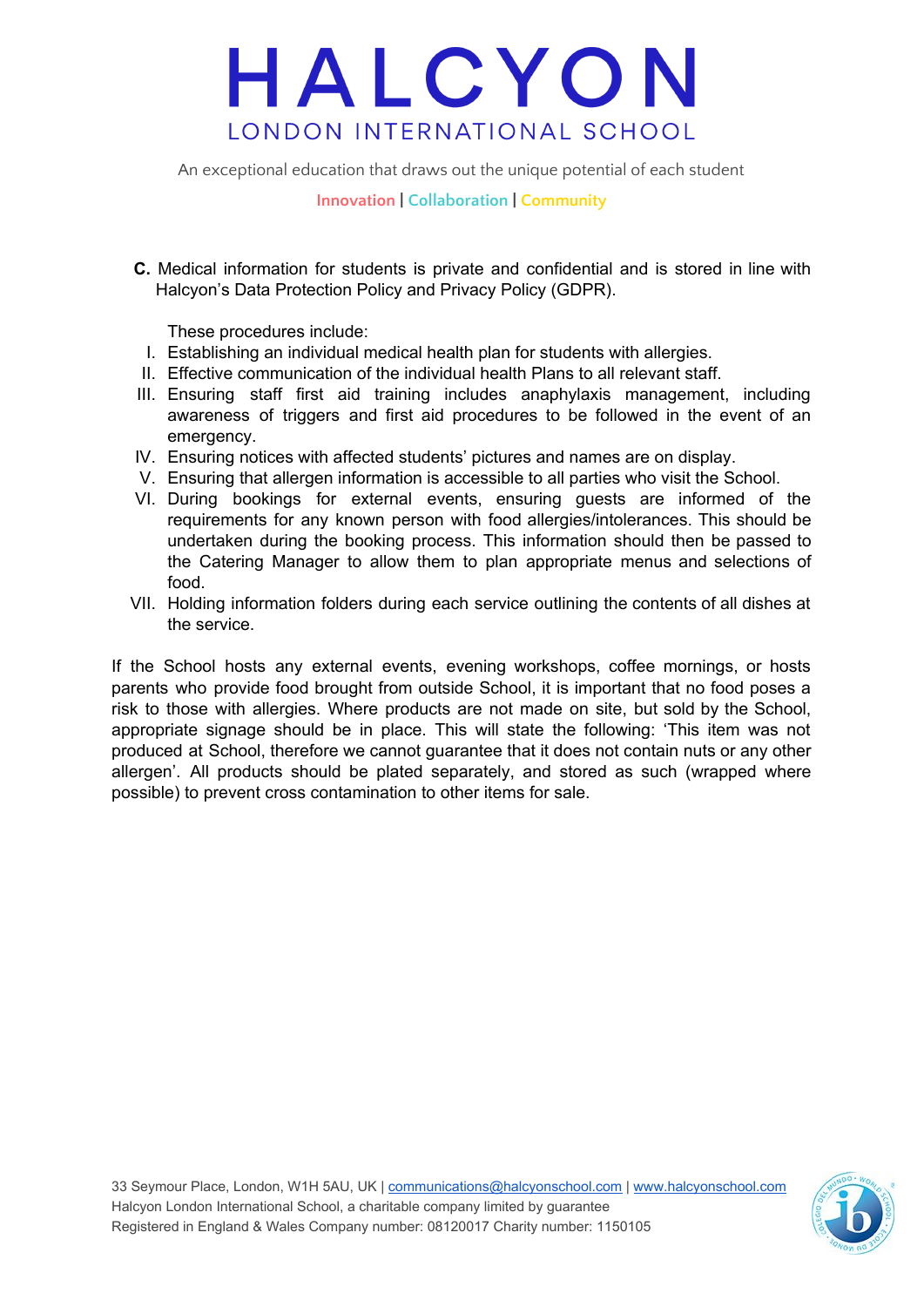**C.** Medical information for students is private and confidential and is stored in line with Halcyon's Data Protection Policy and Privacy Policy (GDPR).

These procedures include:

I. Establishing an individual medical health plan for students with allergies.
II. Effective communication of the individual health Plans to all relevant staff.
III. Ensuring staff first aid training includes anaphylaxis management, including awareness of triggers and first aid procedures to be followed in the event of an emergency.
IV. Ensuring notices with affected students' pictures and names are on display.
V. Ensuring that allergen information is accessible to all parties who visit the School.
VI. During bookings for external events, ensuring guests are informed of the requirements for any known person with food allergies/intolerances. This should be undertaken during the booking process. This information should then be passed to the Catering Manager to allow them to plan appropriate menus and selections of food.
VII. Holding information folders during each service outlining the contents of all dishes at the service.

If the School hosts any external events, evening workshops, coffee mornings, or hosts parents who provide food brought from outside School, it is important that no food poses a risk to those with allergies. Where products are not made on site, but sold by the School, appropriate signage should be in place. This will state the following: 'This item was not produced at School, therefore we cannot guarantee that it does not contain nuts or any other allergen'. All products should be plated separately, and stored as such (wrapped where possible) to prevent cross contamination to other items for sale.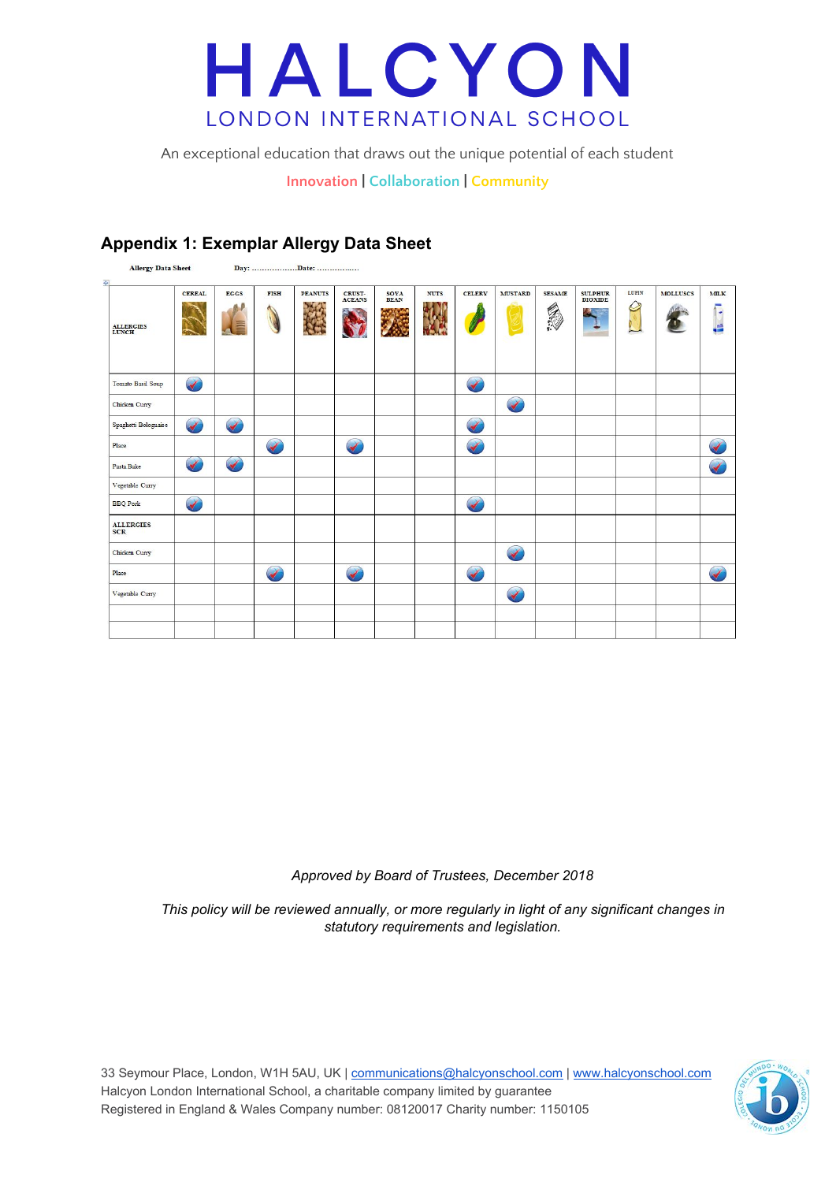## Appendix 1: Exemplar Allergy Data Sheet

**Allergy Data Sheet** **Day:** ………………..**Date:** ……………..

| ALLERGIES LUNCH | CEREAL | EGGS | FISH | PEANUTS | CRUST-ACEANS | SOYA BEAN | NUTS | CELERY | MUSTARD | SESAME | SULPHUR DIOXIDE | LUPIN | MOLLUSCS | MILK |
|---|---|---|---|---|---|---|---|---|---|---|---|---|---|---|
| Tomato Basil Soup | ✓ | | | | | | | ✓ | | | | | | |
| Chicken Curry | | | | | | | | | ✓ | | | | | |
| Spaghetti Bolognaise | ✓ | ✓ | | | | | | ✓ | | | | | | |
| Plaice | | | ✓ | | ✓ | | | ✓ | | | | | | ✓ |
| Pasta Bake | ✓ | ✓ | | | | | | | | | | | | ✓ |
| Vegetable Curry | | | | | | | | | | | | | | |
| BBQ Pork | ✓ | | | | | | | ✓ | | | | | | |
| **ALLERGIES SCR** | | | | | | | | | | | | | | |
| Chicken Curry | | | | | | | | | ✓ | | | | | |
| Plaice | | | ✓ | | ✓ | | | ✓ | | | | | | ✓ |
| Vegetable Curry | | | | | | | | | ✓ | | | | | |
| | | | | | | | | | | | | | | |
| | | | | | | | | | | | | | | |

*Approved by Board of Trustees, December 2018*

*This policy will be reviewed annually, or more regularly in light of any significant changes in statutory requirements and legislation.*